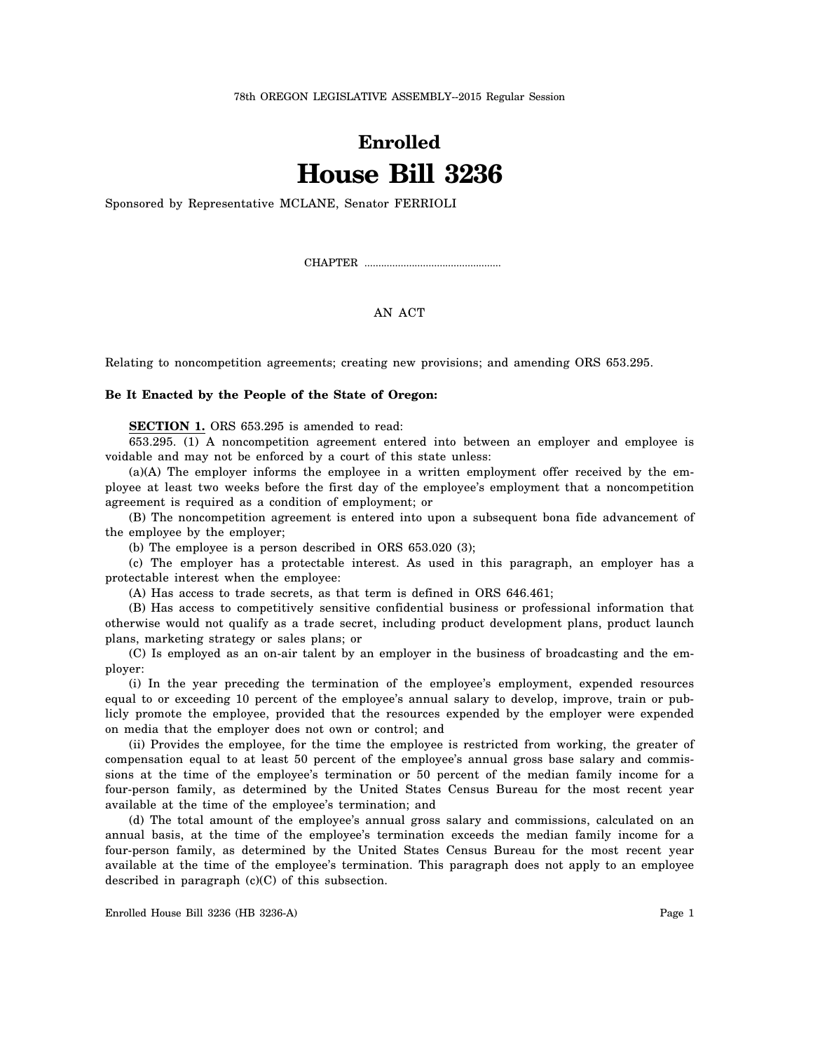78th OREGON LEGISLATIVE ASSEMBLY--2015 Regular Session

# Enrolled
# House Bill 3236

Sponsored by Representative MCLANE, Senator FERRIOLI

CHAPTER .................................................

AN ACT

Relating to noncompetition agreements; creating new provisions; and amending ORS 653.295.

**Be It Enacted by the People of the State of Oregon:**

**SECTION 1.** ORS 653.295 is amended to read:

653.295. (1) A noncompetition agreement entered into between an employer and employee is voidable and may not be enforced by a court of this state unless:

(a)(A) The employer informs the employee in a written employment offer received by the employee at least two weeks before the first day of the employee's employment that a noncompetition agreement is required as a condition of employment; or

(B) The noncompetition agreement is entered into upon a subsequent bona fide advancement of the employee by the employer;

(b) The employee is a person described in ORS 653.020 (3);

(c) The employer has a protectable interest. As used in this paragraph, an employer has a protectable interest when the employee:

(A) Has access to trade secrets, as that term is defined in ORS 646.461;

(B) Has access to competitively sensitive confidential business or professional information that otherwise would not qualify as a trade secret, including product development plans, product launch plans, marketing strategy or sales plans; or

(C) Is employed as an on-air talent by an employer in the business of broadcasting and the employer:

(i) In the year preceding the termination of the employee's employment, expended resources equal to or exceeding 10 percent of the employee's annual salary to develop, improve, train or publicly promote the employee, provided that the resources expended by the employer were expended on media that the employer does not own or control; and

(ii) Provides the employee, for the time the employee is restricted from working, the greater of compensation equal to at least 50 percent of the employee's annual gross base salary and commissions at the time of the employee's termination or 50 percent of the median family income for a four-person family, as determined by the United States Census Bureau for the most recent year available at the time of the employee's termination; and

(d) The total amount of the employee's annual gross salary and commissions, calculated on an annual basis, at the time of the employee's termination exceeds the median family income for a four-person family, as determined by the United States Census Bureau for the most recent year available at the time of the employee's termination. This paragraph does not apply to an employee described in paragraph (c)(C) of this subsection.

Enrolled House Bill 3236 (HB 3236-A)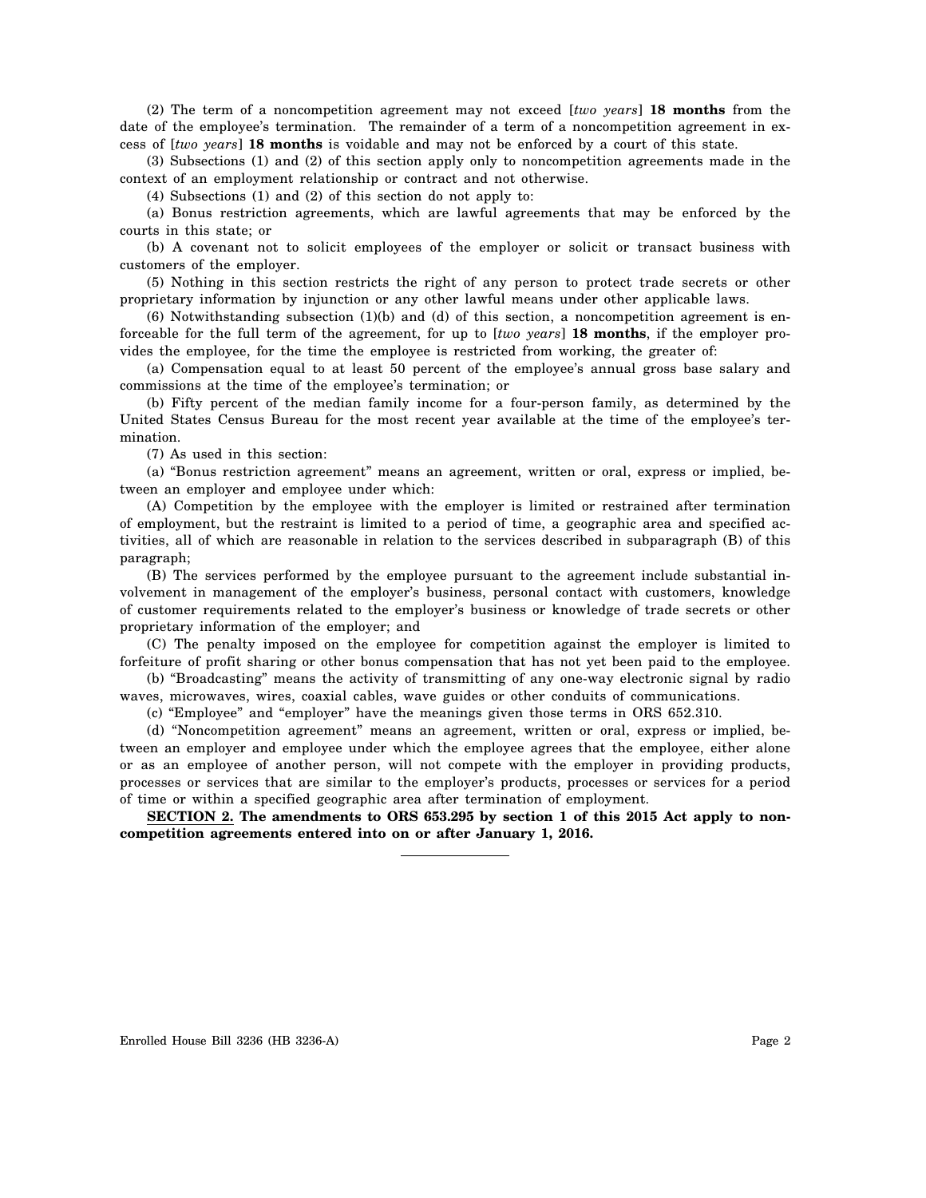(2) The term of a noncompetition agreement may not exceed [*two years*] **18 months** from the date of the employee's termination. The remainder of a term of a noncompetition agreement in excess of [*two years*] **18 months** is voidable and may not be enforced by a court of this state.

(3) Subsections (1) and (2) of this section apply only to noncompetition agreements made in the context of an employment relationship or contract and not otherwise.

(4) Subsections (1) and (2) of this section do not apply to:

(a) Bonus restriction agreements, which are lawful agreements that may be enforced by the courts in this state; or

(b) A covenant not to solicit employees of the employer or solicit or transact business with customers of the employer.

(5) Nothing in this section restricts the right of any person to protect trade secrets or other proprietary information by injunction or any other lawful means under other applicable laws.

(6) Notwithstanding subsection (1)(b) and (d) of this section, a noncompetition agreement is enforceable for the full term of the agreement, for up to [*two years*] **18 months**, if the employer provides the employee, for the time the employee is restricted from working, the greater of:

(a) Compensation equal to at least 50 percent of the employee's annual gross base salary and commissions at the time of the employee's termination; or

(b) Fifty percent of the median family income for a four-person family, as determined by the United States Census Bureau for the most recent year available at the time of the employee's termination.

(7) As used in this section:

(a) "Bonus restriction agreement" means an agreement, written or oral, express or implied, between an employer and employee under which:

(A) Competition by the employee with the employer is limited or restrained after termination of employment, but the restraint is limited to a period of time, a geographic area and specified activities, all of which are reasonable in relation to the services described in subparagraph (B) of this paragraph;

(B) The services performed by the employee pursuant to the agreement include substantial involvement in management of the employer's business, personal contact with customers, knowledge of customer requirements related to the employer's business or knowledge of trade secrets or other proprietary information of the employer; and

(C) The penalty imposed on the employee for competition against the employer is limited to forfeiture of profit sharing or other bonus compensation that has not yet been paid to the employee.

(b) "Broadcasting" means the activity of transmitting of any one-way electronic signal by radio waves, microwaves, wires, coaxial cables, wave guides or other conduits of communications.

(c) "Employee" and "employer" have the meanings given those terms in ORS 652.310.

(d) "Noncompetition agreement" means an agreement, written or oral, express or implied, between an employer and employee under which the employee agrees that the employee, either alone or as an employee of another person, will not compete with the employer in providing products, processes or services that are similar to the employer's products, processes or services for a period of time or within a specified geographic area after termination of employment.

**SECTION 2. The amendments to ORS 653.295 by section 1 of this 2015 Act apply to noncompetition agreements entered into on or after January 1, 2016.**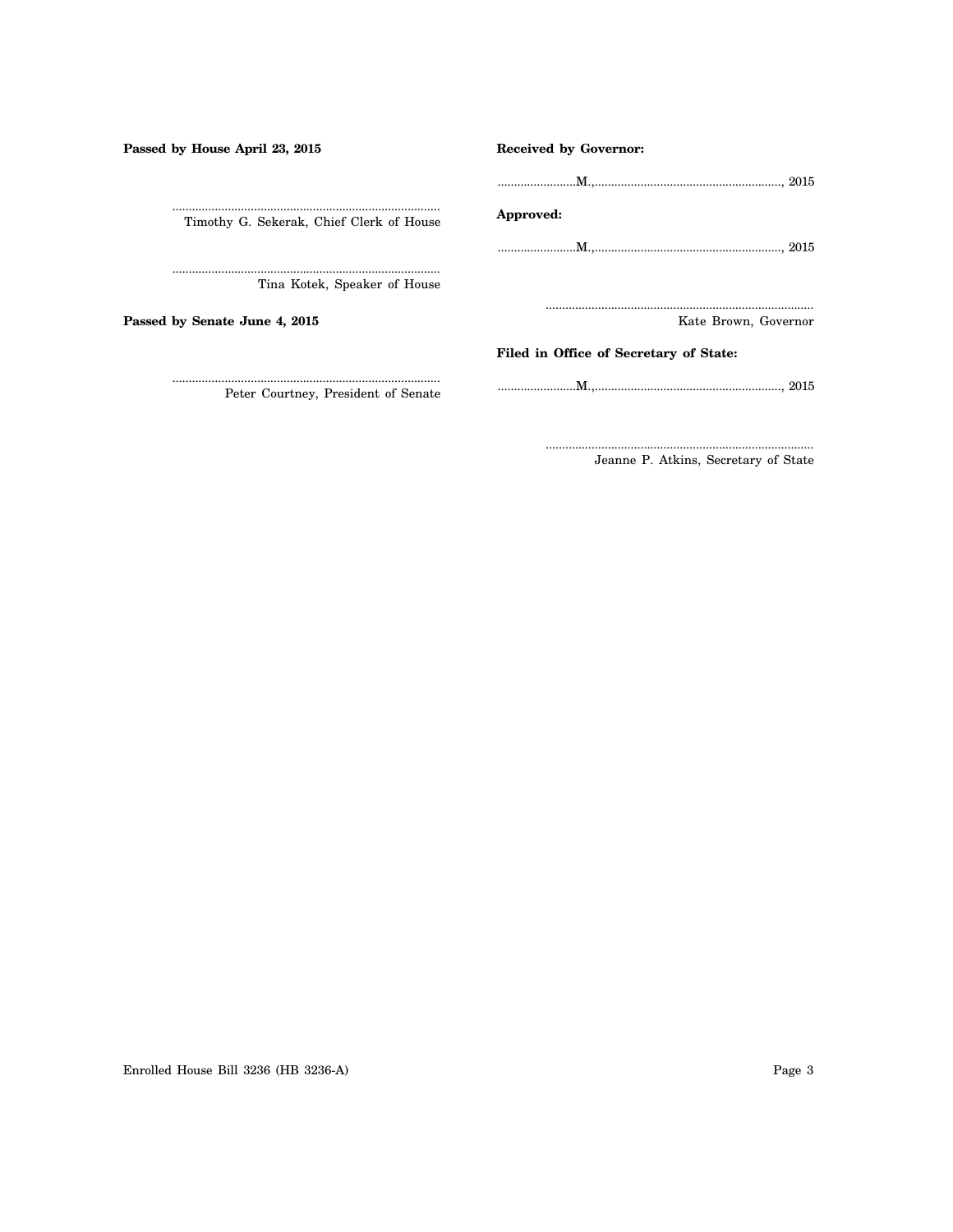**Passed by House April 23, 2015**

..................................................................................
Timothy G. Sekerak, Chief Clerk of House

..................................................................................
Tina Kotek, Speaker of House

**Passed by Senate June 4, 2015**

..................................................................................
Peter Courtney, President of Senate

**Received by Governor:**

........................M.,.........................................................., 2015

**Approved:**

........................M.,.........................................................., 2015

..................................................................................
Kate Brown, Governor

**Filed in Office of Secretary of State:**

........................M.,.........................................................., 2015

..................................................................................
Jeanne P. Atkins, Secretary of State